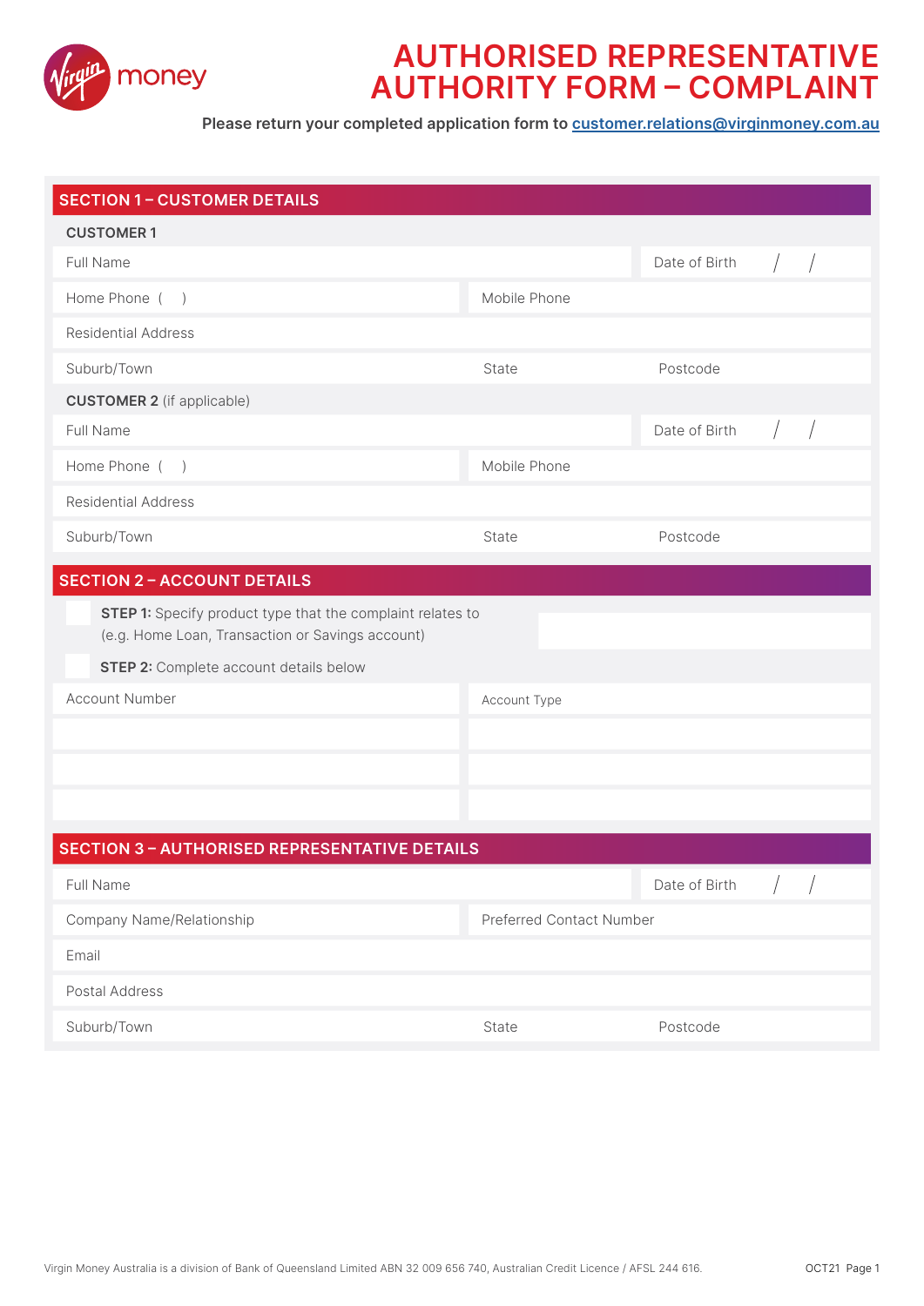# AUTHORISED REPRESENTATIVE AUTHORITY FORM – COMPLAINT

**Please return your completed application form to customer.relations@virginmoney.com.au**

## SECTION 1 – CUSTOMER DETAILS

**CUSTOMER 1**

| | | |
|---|---|---|
| Full Name | | Date of Birth / / |
| Home Phone ( ) | Mobile Phone | |
| Residential Address | | |
| Suburb/Town | State | Postcode |

**CUSTOMER 2** (if applicable)

| | | |
|---|---|---|
| Full Name | | Date of Birth / / |
| Home Phone ( ) | Mobile Phone | |
| Residential Address | | |
| Suburb/Town | State | Postcode |

## SECTION 2 – ACCOUNT DETAILS

☐ **STEP 1:** Specify product type that the complaint relates to (e.g. Home Loan, Transaction or Savings account)

☐ **STEP 2:** Complete account details below

| Account Number | Account Type |
|---|---|
| | |
| | |
| | |

## SECTION 3 – AUTHORISED REPRESENTATIVE DETAILS

| | | |
|---|---|---|
| Full Name | | Date of Birth / / |
| Company Name/Relationship | Preferred Contact Number | |
| Email | | |
| Postal Address | | |
| Suburb/Town | State | Postcode |

Virgin Money Australia is a division of Bank of Queensland Limited ABN 32 009 656 740, Australian Credit Licence / AFSL 244 616.

OCT21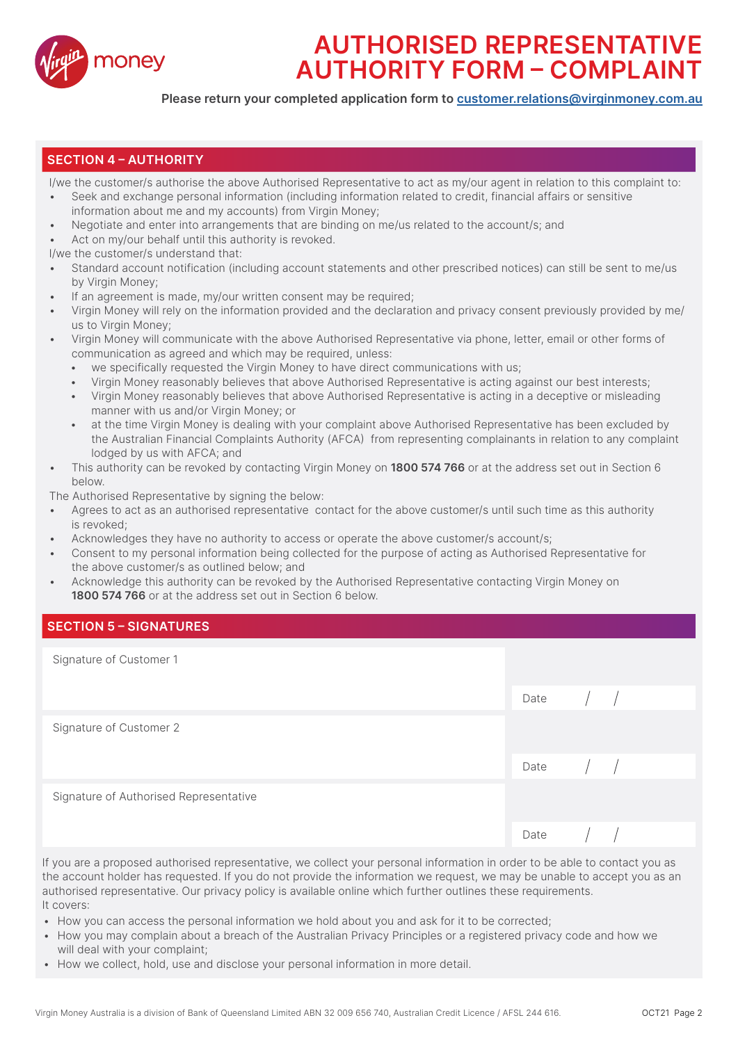# AUTHORISED REPRESENTATIVE AUTHORITY FORM – COMPLAINT

**Please return your completed application form to customer.relations@virginmoney.com.au**

## SECTION 4 – AUTHORITY

I/we the customer/s authorise the above Authorised Representative to act as my/our agent in relation to this complaint to:

- Seek and exchange personal information (including information related to credit, financial affairs or sensitive information about me and my accounts) from Virgin Money;
- Negotiate and enter into arrangements that are binding on me/us related to the account/s; and
- Act on my/our behalf until this authority is revoked.

I/we the customer/s understand that:

- Standard account notification (including account statements and other prescribed notices) can still be sent to me/us by Virgin Money;
- If an agreement is made, my/our written consent may be required;
- Virgin Money will rely on the information provided and the declaration and privacy consent previously provided by me/us to Virgin Money;
- Virgin Money will communicate with the above Authorised Representative via phone, letter, email or other forms of communication as agreed and which may be required, unless:
  - we specifically requested the Virgin Money to have direct communications with us;
  - Virgin Money reasonably believes that above Authorised Representative is acting against our best interests;
  - Virgin Money reasonably believes that above Authorised Representative is acting in a deceptive or misleading manner with us and/or Virgin Money; or
  - at the time Virgin Money is dealing with your complaint above Authorised Representative has been excluded by the Australian Financial Complaints Authority (AFCA) from representing complainants in relation to any complaint lodged by us with AFCA; and
- This authority can be revoked by contacting Virgin Money on **1800 574 766** or at the address set out in Section 6 below.

The Authorised Representative by signing the below:

- Agrees to act as an authorised representative contact for the above customer/s until such time as this authority is revoked;
- Acknowledges they have no authority to access or operate the above customer/s account/s;
- Consent to my personal information being collected for the purpose of acting as Authorised Representative for the above customer/s as outlined below; and
- Acknowledge this authority can be revoked by the Authorised Representative contacting Virgin Money on **1800 574 766** or at the address set out in Section 6 below.

## SECTION 5 – SIGNATURES

| | |
|---|---|
| Signature of Customer 1 | Date / / |
| Signature of Customer 2 | Date / / |
| Signature of Authorised Representative | Date / / |

If you are a proposed authorised representative, we collect your personal information in order to be able to contact you as the account holder has requested. If you do not provide the information we request, we may be unable to accept you as an authorised representative. Our privacy policy is available online which further outlines these requirements.
It covers:

- How you can access the personal information we hold about you and ask for it to be corrected;
- How you may complain about a breach of the Australian Privacy Principles or a registered privacy code and how we will deal with your complaint;
- How we collect, hold, use and disclose your personal information in more detail.

Virgin Money Australia is a division of Bank of Queensland Limited ABN 32 009 656 740, Australian Credit Licence / AFSL 244 616.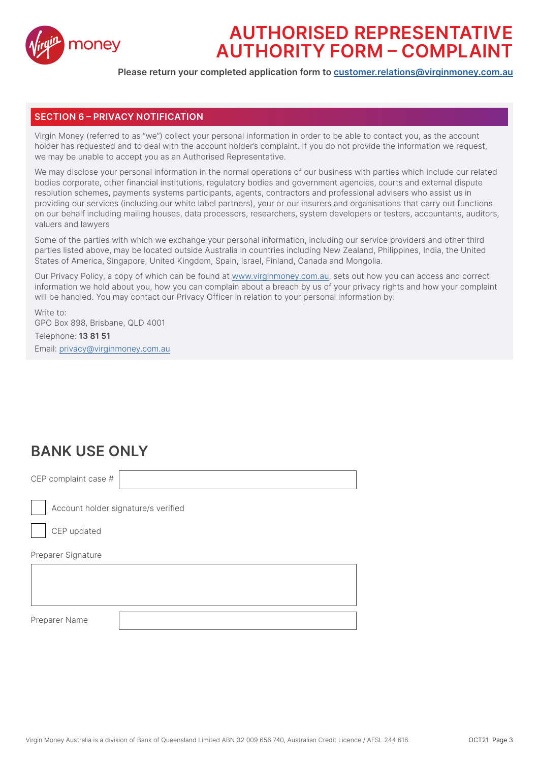# AUTHORISED REPRESENTATIVE AUTHORITY FORM – COMPLAINT

**Please return your completed application form to customer.relations@virginmoney.com.au**

## SECTION 6 – PRIVACY NOTIFICATION

Virgin Money (referred to as "we") collect your personal information in order to be able to contact you, as the account holder has requested and to deal with the account holder's complaint. If you do not provide the information we request, we may be unable to accept you as an Authorised Representative.

We may disclose your personal information in the normal operations of our business with parties which include our related bodies corporate, other financial institutions, regulatory bodies and government agencies, courts and external dispute resolution schemes, payments systems participants, agents, contractors and professional advisers who assist us in providing our services (including our white label partners), your or our insurers and organisations that carry out functions on our behalf including mailing houses, data processors, researchers, system developers or testers, accountants, auditors, valuers and lawyers

Some of the parties with which we exchange your personal information, including our service providers and other third parties listed above, may be located outside Australia in countries including New Zealand, Philippines, India, the United States of America, Singapore, United Kingdom, Spain, Israel, Finland, Canada and Mongolia.

Our Privacy Policy, a copy of which can be found at www.virginmoney.com.au, sets out how you can access and correct information we hold about you, how you can complain about a breach by us of your privacy rights and how your complaint will be handled. You may contact our Privacy Officer in relation to your personal information by:

Write to:
GPO Box 898, Brisbane, QLD 4001

Telephone: **13 81 51**

Email: privacy@virginmoney.com.au

## BANK USE ONLY

CEP complaint case # ____________________

☐ Account holder signature/s verified

☐ CEP updated

Preparer Signature

____________________

Preparer Name ____________________

Virgin Money Australia is a division of Bank of Queensland Limited ABN 32 009 656 740, Australian Credit Licence / AFSL 244 616.

OCT21